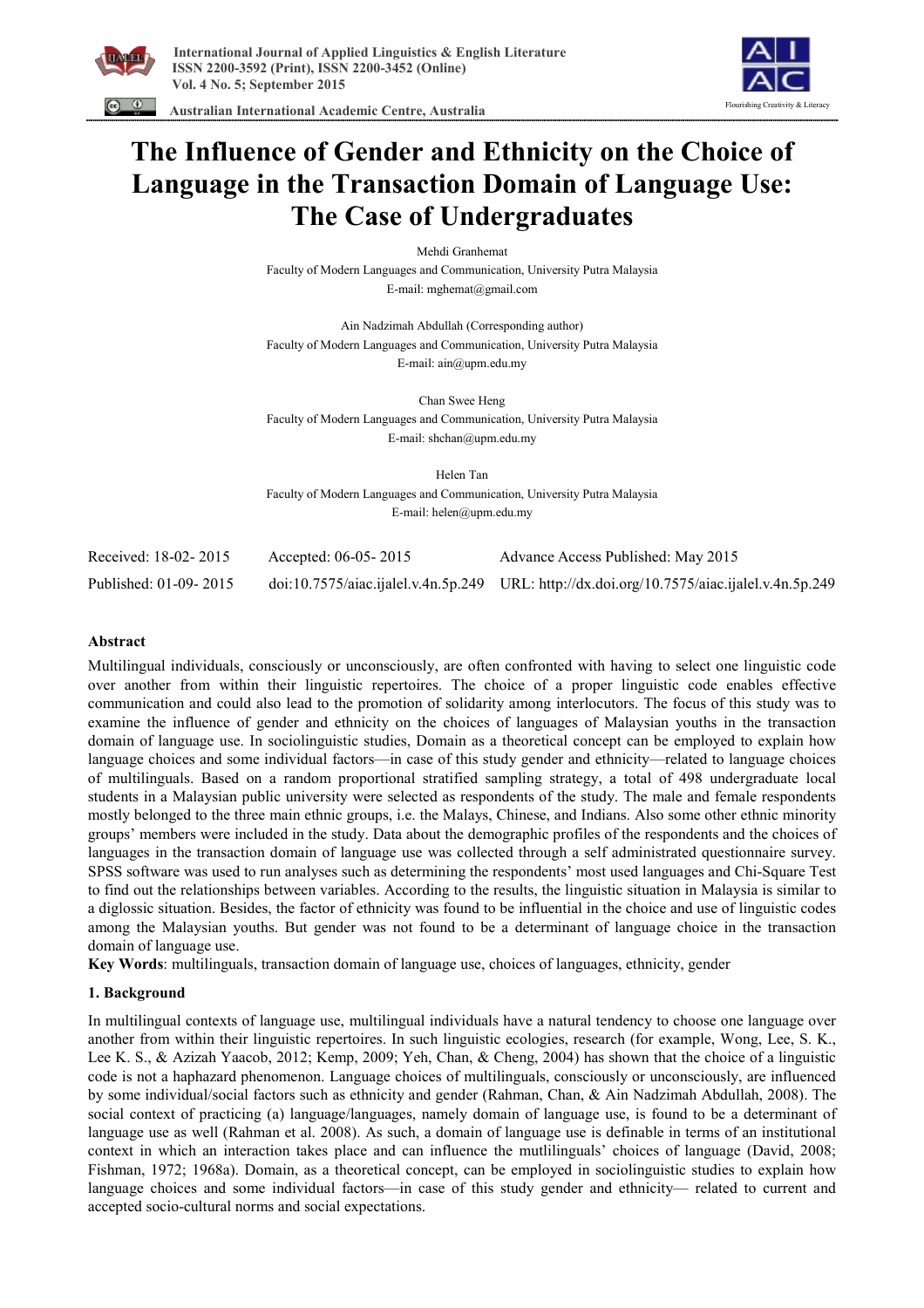# The Influence of Gender and Ethnicity on the Choice of Language in the Transaction Domain of Language Use: The Case of Undergraduates

Mehdi Granhemat
Faculty of Modern Languages and Communication, University Putra Malaysia
E-mail: mghemat@gmail.com

Ain Nadzimah Abdullah (Corresponding author)
Faculty of Modern Languages and Communication, University Putra Malaysia
E-mail: ain@upm.edu.my

Chan Swee Heng
Faculty of Modern Languages and Communication, University Putra Malaysia
E-mail: shchan@upm.edu.my

Helen Tan
Faculty of Modern Languages and Communication, University Putra Malaysia
E-mail: helen@upm.edu.my

Received: 18-02- 2015 Accepted: 06-05- 2015 Advance Access Published: May 2015
Published: 01-09- 2015 doi:10.7575/aiac.ijalel.v.4n.5p.249 URL: http://dx.doi.org/10.7575/aiac.ijalel.v.4n.5p.249

## Abstract

Multilingual individuals, consciously or unconsciously, are often confronted with having to select one linguistic code over another from within their linguistic repertoires. The choice of a proper linguistic code enables effective communication and could also lead to the promotion of solidarity among interlocutors. The focus of this study was to examine the influence of gender and ethnicity on the choices of languages of Malaysian youths in the transaction domain of language use. In sociolinguistic studies, Domain as a theoretical concept can be employed to explain how language choices and some individual factors—in case of this study gender and ethnicity—related to language choices of multilinguals. Based on a random proportional stratified sampling strategy, a total of 498 undergraduate local students in a Malaysian public university were selected as respondents of the study. The male and female respondents mostly belonged to the three main ethnic groups, i.e. the Malays, Chinese, and Indians. Also some other ethnic minority groups' members were included in the study. Data about the demographic profiles of the respondents and the choices of languages in the transaction domain of language use was collected through a self administrated questionnaire survey. SPSS software was used to run analyses such as determining the respondents' most used languages and Chi-Square Test to find out the relationships between variables. According to the results, the linguistic situation in Malaysia is similar to a diglossic situation. Besides, the factor of ethnicity was found to be influential in the choice and use of linguistic codes among the Malaysian youths. But gender was not found to be a determinant of language choice in the transaction domain of language use.

**Key Words**: multilinguals, transaction domain of language use, choices of languages, ethnicity, gender

## 1. Background

In multilingual contexts of language use, multilingual individuals have a natural tendency to choose one language over another from within their linguistic repertoires. In such linguistic ecologies, research (for example, Wong, Lee, S. K., Lee K. S., & Azizah Yaacob, 2012; Kemp, 2009; Yeh, Chan, & Cheng, 2004) has shown that the choice of a linguistic code is not a haphazard phenomenon. Language choices of multilinguals, consciously or unconsciously, are influenced by some individual/social factors such as ethnicity and gender (Rahman, Chan, & Ain Nadzimah Abdullah, 2008). The social context of practicing (a) language/languages, namely domain of language use, is found to be a determinant of language use as well (Rahman et al. 2008). As such, a domain of language use is definable in terms of an institutional context in which an interaction takes place and can influence the mutlilinguals' choices of language (David, 2008; Fishman, 1972; 1968a). Domain, as a theoretical concept, can be employed in sociolinguistic studies to explain how language choices and some individual factors—in case of this study gender and ethnicity— related to current and accepted socio-cultural norms and social expectations.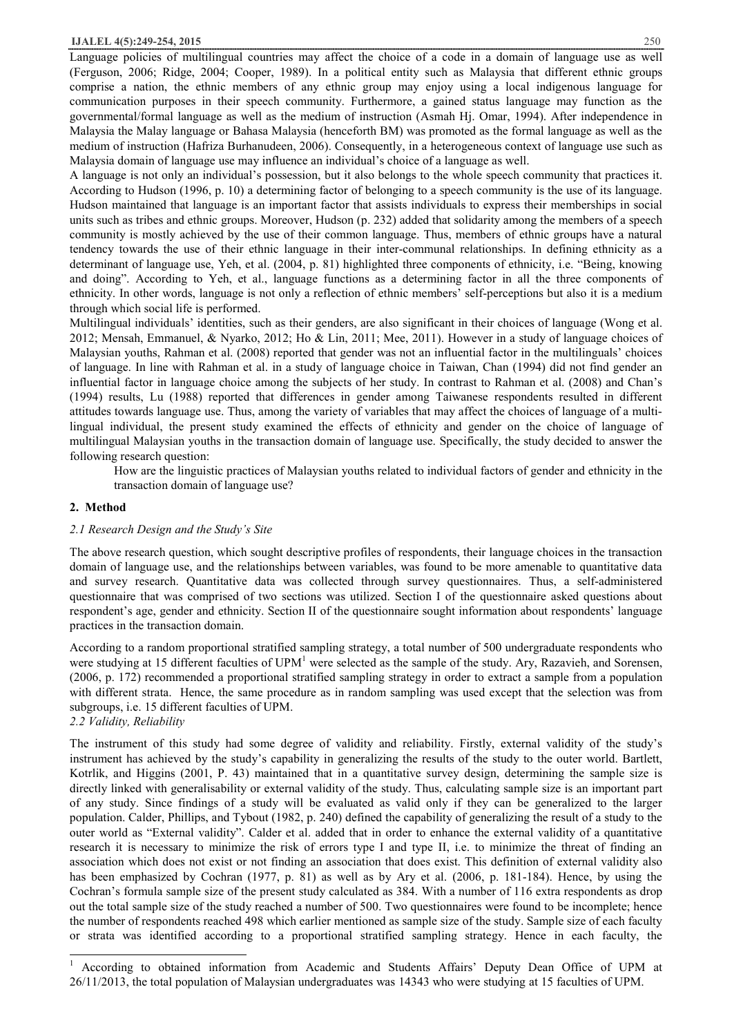Language policies of multilingual countries may affect the choice of a code in a domain of language use as well (Ferguson, 2006; Ridge, 2004; Cooper, 1989). In a political entity such as Malaysia that different ethnic groups comprise a nation, the ethnic members of any ethnic group may enjoy using a local indigenous language for communication purposes in their speech community. Furthermore, a gained status language may function as the governmental/formal language as well as the medium of instruction (Asmah Hj. Omar, 1994). After independence in Malaysia the Malay language or Bahasa Malaysia (henceforth BM) was promoted as the formal language as well as the medium of instruction (Hafriza Burhanudeen, 2006). Consequently, in a heterogeneous context of language use such as Malaysia domain of language use may influence an individual's choice of a language as well.

A language is not only an individual's possession, but it also belongs to the whole speech community that practices it. According to Hudson (1996, p. 10) a determining factor of belonging to a speech community is the use of its language. Hudson maintained that language is an important factor that assists individuals to express their memberships in social units such as tribes and ethnic groups. Moreover, Hudson (p. 232) added that solidarity among the members of a speech community is mostly achieved by the use of their common language. Thus, members of ethnic groups have a natural tendency towards the use of their ethnic language in their inter-communal relationships. In defining ethnicity as a determinant of language use, Yeh, et al. (2004, p. 81) highlighted three components of ethnicity, i.e. "Being, knowing and doing". According to Yeh, et al., language functions as a determining factor in all the three components of ethnicity. In other words, language is not only a reflection of ethnic members' self-perceptions but also it is a medium through which social life is performed.

Multilingual individuals' identities, such as their genders, are also significant in their choices of language (Wong et al. 2012; Mensah, Emmanuel, & Nyarko, 2012; Ho & Lin, 2011; Mee, 2011). However in a study of language choices of Malaysian youths, Rahman et al. (2008) reported that gender was not an influential factor in the multilinguals' choices of language. In line with Rahman et al. in a study of language choice in Taiwan, Chan (1994) did not find gender an influential factor in language choice among the subjects of her study. In contrast to Rahman et al. (2008) and Chan's (1994) results, Lu (1988) reported that differences in gender among Taiwanese respondents resulted in different attitudes towards language use. Thus, among the variety of variables that may affect the choices of language of a multi-lingual individual, the present study examined the effects of ethnicity and gender on the choice of language of multilingual Malaysian youths in the transaction domain of language use. Specifically, the study decided to answer the following research question:

> How are the linguistic practices of Malaysian youths related to individual factors of gender and ethnicity in the transaction domain of language use?

## 2. Method

### 2.1 Research Design and the Study's Site

The above research question, which sought descriptive profiles of respondents, their language choices in the transaction domain of language use, and the relationships between variables, was found to be more amenable to quantitative data and survey research. Quantitative data was collected through survey questionnaires. Thus, a self-administered questionnaire that was comprised of two sections was utilized. Section I of the questionnaire asked questions about respondent's age, gender and ethnicity. Section II of the questionnaire sought information about respondents' language practices in the transaction domain.

According to a random proportional stratified sampling strategy, a total number of 500 undergraduate respondents who were studying at 15 different faculties of UPM[1] were selected as the sample of the study. Ary, Razavieh, and Sorensen, (2006, p. 172) recommended a proportional stratified sampling strategy in order to extract a sample from a population with different strata. Hence, the same procedure as in random sampling was used except that the selection was from subgroups, i.e. 15 different faculties of UPM.

### 2.2 Validity, Reliability

The instrument of this study had some degree of validity and reliability. Firstly, external validity of the study's instrument has achieved by the study's capability in generalizing the results of the study to the outer world. Bartlett, Kotrlik, and Higgins (2001, P. 43) maintained that in a quantitative survey design, determining the sample size is directly linked with generalisability or external validity of the study. Thus, calculating sample size is an important part of any study. Since findings of a study will be evaluated as valid only if they can be generalized to the larger population. Calder, Phillips, and Tybout (1982, p. 240) defined the capability of generalizing the result of a study to the outer world as "External validity". Calder et al. added that in order to enhance the external validity of a quantitative research it is necessary to minimize the risk of errors type I and type II, i.e. to minimize the threat of finding an association which does not exist or not finding an association that does exist. This definition of external validity also has been emphasized by Cochran (1977, p. 81) as well as by Ary et al. (2006, p. 181-184). Hence, by using the Cochran's formula sample size of the present study calculated as 384. With a number of 116 extra respondents as drop out the total sample size of the study reached a number of 500. Two questionnaires were found to be incomplete; hence the number of respondents reached 498 which earlier mentioned as sample size of the study. Sample size of each faculty or strata was identified according to a proportional stratified sampling strategy. Hence in each faculty, the

---

[1] According to obtained information from Academic and Students Affairs' Deputy Dean Office of UPM at 26/11/2013, the total population of Malaysian undergraduates was 14343 who were studying at 15 faculties of UPM.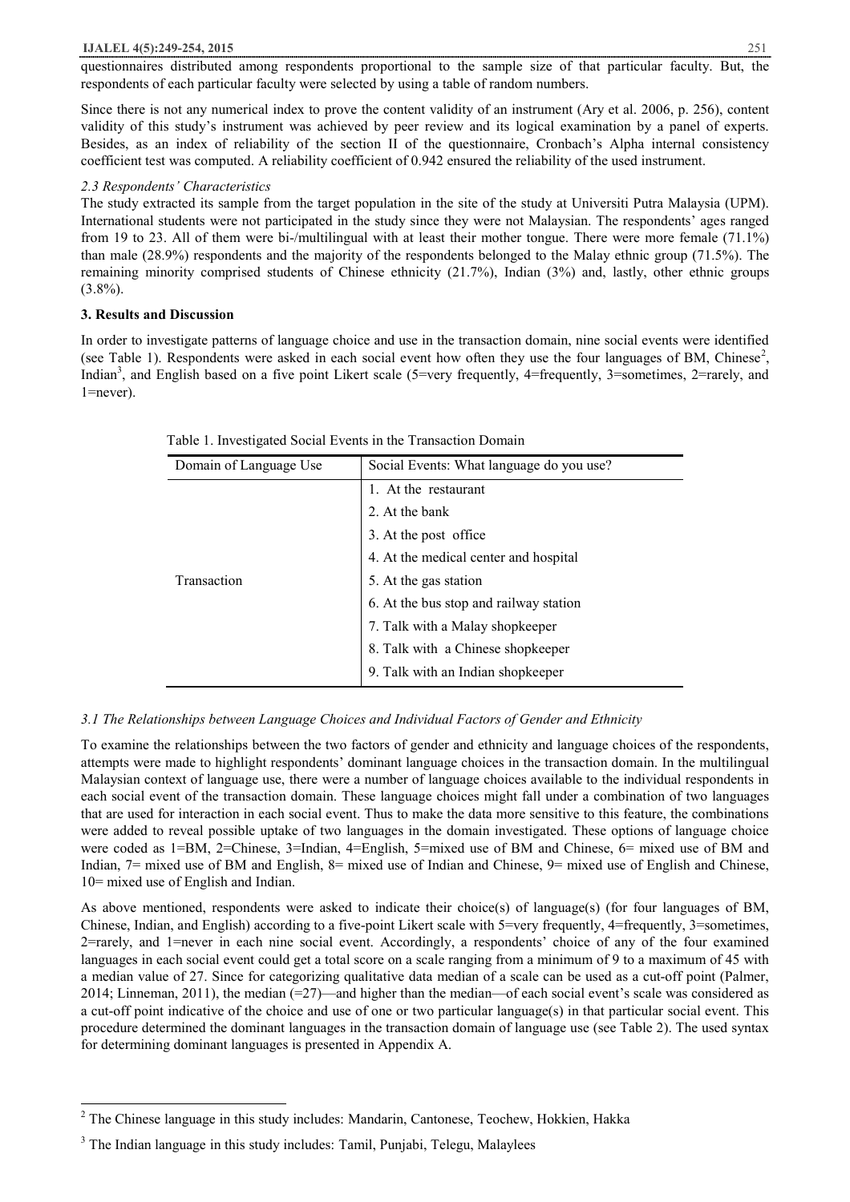questionnaires distributed among respondents proportional to the sample size of that particular faculty. But, the respondents of each particular faculty were selected by using a table of random numbers.

Since there is not any numerical index to prove the content validity of an instrument (Ary et al. 2006, p. 256), content validity of this study's instrument was achieved by peer review and its logical examination by a panel of experts. Besides, as an index of reliability of the section II of the questionnaire, Cronbach's Alpha internal consistency coefficient test was computed. A reliability coefficient of 0.942 ensured the reliability of the used instrument.

### *2.3 Respondents' Characteristics*

The study extracted its sample from the target population in the site of the study at Universiti Putra Malaysia (UPM). International students were not participated in the study since they were not Malaysian. The respondents' ages ranged from 19 to 23. All of them were bi-/multilingual with at least their mother tongue. There were more female (71.1%) than male (28.9%) respondents and the majority of the respondents belonged to the Malay ethnic group (71.5%). The remaining minority comprised students of Chinese ethnicity (21.7%), Indian (3%) and, lastly, other ethnic groups (3.8%).

## 3. Results and Discussion

In order to investigate patterns of language choice and use in the transaction domain, nine social events were identified (see Table 1). Respondents were asked in each social event how often they use the four languages of BM, Chinese[2], Indian[3], and English based on a five point Likert scale (5=very frequently, 4=frequently, 3=sometimes, 2=rarely, and 1=never).

Table 1. Investigated Social Events in the Transaction Domain

| Domain of Language Use | Social Events: What language do you use? |
|---|---|
| Transaction | 1. At the restaurant |
| | 2. At the bank |
| | 3. At the post office |
| | 4. At the medical center and hospital |
| | 5. At the gas station |
| | 6. At the bus stop and railway station |
| | 7. Talk with a Malay shopkeeper |
| | 8. Talk with a Chinese shopkeeper |
| | 9. Talk with an Indian shopkeeper |

### *3.1 The Relationships between Language Choices and Individual Factors of Gender and Ethnicity*

To examine the relationships between the two factors of gender and ethnicity and language choices of the respondents, attempts were made to highlight respondents' dominant language choices in the transaction domain. In the multilingual Malaysian context of language use, there were a number of language choices available to the individual respondents in each social event of the transaction domain. These language choices might fall under a combination of two languages that are used for interaction in each social event. Thus to make the data more sensitive to this feature, the combinations were added to reveal possible uptake of two languages in the domain investigated. These options of language choice were coded as 1=BM, 2=Chinese, 3=Indian, 4=English, 5=mixed use of BM and Chinese, 6= mixed use of BM and Indian, 7= mixed use of BM and English, 8= mixed use of Indian and Chinese, 9= mixed use of English and Chinese, 10= mixed use of English and Indian.

As above mentioned, respondents were asked to indicate their choice(s) of language(s) (for four languages of BM, Chinese, Indian, and English) according to a five-point Likert scale with 5=very frequently, 4=frequently, 3=sometimes, 2=rarely, and 1=never in each nine social event. Accordingly, a respondents' choice of any of the four examined languages in each social event could get a total score on a scale ranging from a minimum of 9 to a maximum of 45 with a median value of 27. Since for categorizing qualitative data median of a scale can be used as a cut-off point (Palmer, 2014; Linneman, 2011), the median (=27)—and higher than the median—of each social event's scale was considered as a cut-off point indicative of the choice and use of one or two particular language(s) in that particular social event. This procedure determined the dominant languages in the transaction domain of language use (see Table 2). The used syntax for determining dominant languages is presented in Appendix A.

---

[2] The Chinese language in this study includes: Mandarin, Cantonese, Teochew, Hokkien, Hakka

[3] The Indian language in this study includes: Tamil, Punjabi, Telegu, Malaylees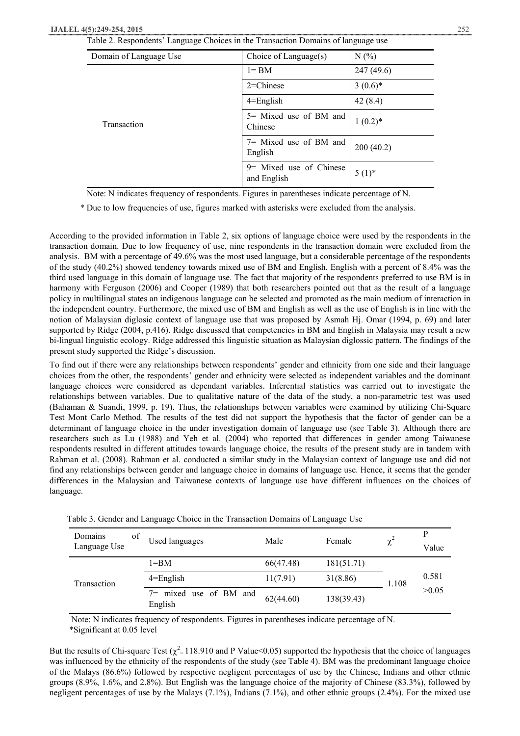Table 2. Respondents' Language Choices in the Transaction Domains of language use

| Domain of Language Use | Choice of Language(s) | N (%) |
|---|---|---|
| Transaction | 1= BM | 247 (49.6) |
| | 2=Chinese | 3 (0.6)* |
| | 4=English | 42 (8.4) |
| | 5= Mixed use of BM and Chinese | 1 (0.2)* |
| | 7= Mixed use of BM and English | 200 (40.2) |
| | 9= Mixed use of Chinese and English | 5 (1)* |

Note: N indicates frequency of respondents. Figures in parentheses indicate percentage of N.

* Due to low frequencies of use, figures marked with asterisks were excluded from the analysis.

According to the provided information in Table 2, six options of language choice were used by the respondents in the transaction domain. Due to low frequency of use, nine respondents in the transaction domain were excluded from the analysis. BM with a percentage of 49.6% was the most used language, but a considerable percentage of the respondents of the study (40.2%) showed tendency towards mixed use of BM and English. English with a percent of 8.4% was the third used language in this domain of language use. The fact that majority of the respondents preferred to use BM is in harmony with Ferguson (2006) and Cooper (1989) that both researchers pointed out that as the result of a language policy in multilingual states an indigenous language can be selected and promoted as the main medium of interaction in the independent country. Furthermore, the mixed use of BM and English as well as the use of English is in line with the notion of Malaysian diglosic context of language use that was proposed by Asmah Hj. Omar (1994, p. 69) and later supported by Ridge (2004, p.416). Ridge discussed that competencies in BM and English in Malaysia may result a new bi-lingual linguistic ecology. Ridge addressed this linguistic situation as Malaysian diglossic pattern. The findings of the present study supported the Ridge's discussion.

To find out if there were any relationships between respondents' gender and ethnicity from one side and their language choices from the other, the respondents' gender and ethnicity were selected as independent variables and the dominant language choices were considered as dependant variables. Inferential statistics was carried out to investigate the relationships between variables. Due to qualitative nature of the data of the study, a non-parametric test was used (Bahaman & Suandi, 1999, p. 19). Thus, the relationships between variables were examined by utilizing Chi-Square Test Mont Carlo Method. The results of the test did not support the hypothesis that the factor of gender can be a determinant of language choice in the under investigation domain of language use (see Table 3). Although there are researchers such as Lu (1988) and Yeh et al. (2004) who reported that differences in gender among Taiwanese respondents resulted in different attitudes towards language choice, the results of the present study are in tandem with Rahman et al. (2008). Rahman et al. conducted a similar study in the Malaysian context of language use and did not find any relationships between gender and language choice in domains of language use. Hence, it seems that the gender differences in the Malaysian and Taiwanese contexts of language use have different influences on the choices of language.

Table 3. Gender and Language Choice in the Transaction Domains of Language Use

| Domains of Language Use | Used languages | Male | Female | $\chi^2$ | P Value |
|---|---|---|---|---|---|
| Transaction | 1=BM | 66(47.48) | 181(51.71) | 1.108 | 0.581 >0.05 |
| | 4=English | 11(7.91) | 31(8.86) | | |
| | 7= mixed use of BM and English | 62(44.60) | 138(39.43) | | |

Note: N indicates frequency of respondents. Figures in parentheses indicate percentage of N.
*Significant at 0.05 level

But the results of Chi-square Test ($\chi^2 = 118.910$ and P Value<0.05) supported the hypothesis that the choice of languages was influenced by the ethnicity of the respondents of the study (see Table 4). BM was the predominant language choice of the Malays (86.6%) followed by respective negligent percentages of use by the Chinese, Indians and other ethnic groups (8.9%, 1.6%, and 2.8%). But English was the language choice of the majority of Chinese (83.3%), followed by negligent percentages of use by the Malays (7.1%), Indians (7.1%), and other ethnic groups (2.4%). For the mixed use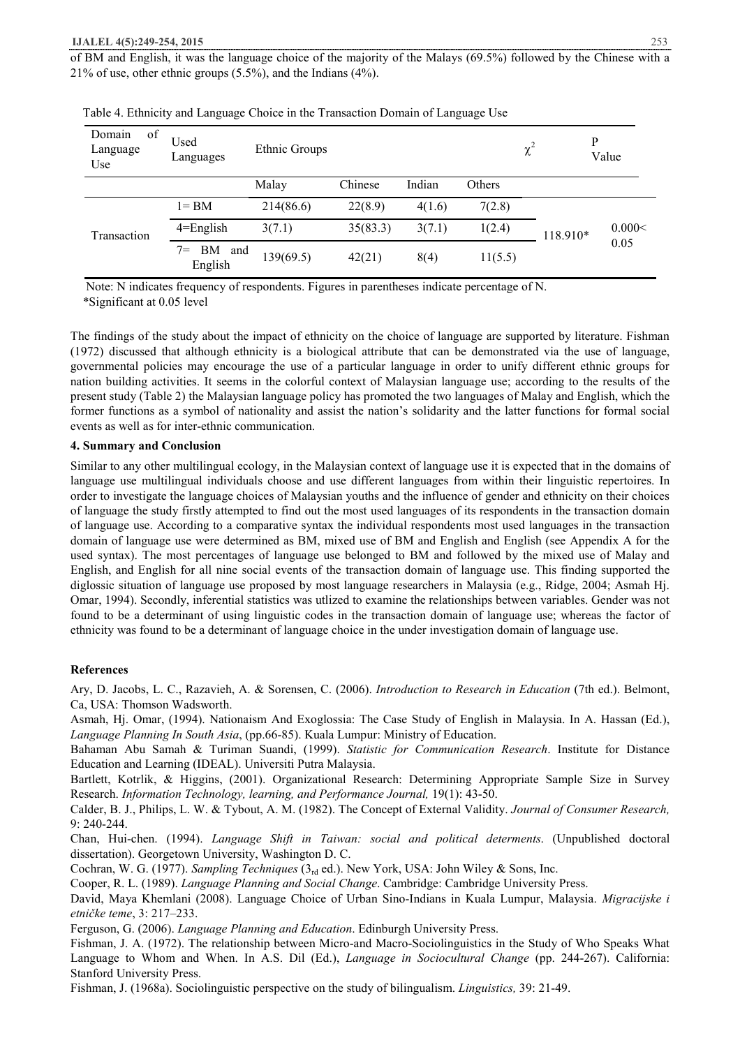of BM and English, it was the language choice of the majority of the Malays (69.5%) followed by the Chinese with a 21% of use, other ethnic groups (5.5%), and the Indians (4%).

Table 4. Ethnicity and Language Choice in the Transaction Domain of Language Use

| Domain of Language Use | Used Languages | Ethnic Groups | | | | $\chi^2$ | P Value |
|---|---|---|---|---|---|---|---|
| | | Malay | Chinese | Indian | Others | | |
| Transaction | 1= BM | 214(86.6) | 22(8.9) | 4(1.6) | 7(2.8) | 118.910* | 0.000< 0.05 |
| | 4=English | 3(7.1) | 35(83.3) | 3(7.1) | 1(2.4) | | |
| | 7= BM and English | 139(69.5) | 42(21) | 8(4) | 11(5.5) | | |

Note: N indicates frequency of respondents. Figures in parentheses indicate percentage of N.

*Significant at 0.05 level

The findings of the study about the impact of ethnicity on the choice of language are supported by literature. Fishman (1972) discussed that although ethnicity is a biological attribute that can be demonstrated via the use of language, governmental policies may encourage the use of a particular language in order to unify different ethnic groups for nation building activities. It seems in the colorful context of Malaysian language use; according to the results of the present study (Table 2) the Malaysian language policy has promoted the two languages of Malay and English, which the former functions as a symbol of nationality and assist the nation's solidarity and the latter functions for formal social events as well as for inter-ethnic communication.

### 4. Summary and Conclusion

Similar to any other multilingual ecology, in the Malaysian context of language use it is expected that in the domains of language use multilingual individuals choose and use different languages from within their linguistic repertoires. In order to investigate the language choices of Malaysian youths and the influence of gender and ethnicity on their choices of language the study firstly attempted to find out the most used languages of its respondents in the transaction domain of language use. According to a comparative syntax the individual respondents most used languages in the transaction domain of language use were determined as BM, mixed use of BM and English and English (see Appendix A for the used syntax). The most percentages of language use belonged to BM and followed by the mixed use of Malay and English, and English for all nine social events of the transaction domain of language use. This finding supported the diglossic situation of language use proposed by most language researchers in Malaysia (e.g., Ridge, 2004; Asmah Hj. Omar, 1994). Secondly, inferential statistics was utlized to examine the relationships between variables. Gender was not found to be a determinant of using linguistic codes in the transaction domain of language use; whereas the factor of ethnicity was found to be a determinant of language choice in the under investigation domain of language use.

### References

Ary, D. Jacobs, L. C., Razavieh, A. & Sorensen, C. (2006). *Introduction to Research in Education* (7th ed.). Belmont, Ca, USA: Thomson Wadsworth.

Asmah, Hj. Omar, (1994). Nationaism And Exoglossia: The Case Study of English in Malaysia. In A. Hassan (Ed.), *Language Planning In South Asia*, (pp.66-85). Kuala Lumpur: Ministry of Education.

Bahaman Abu Samah & Turiman Suandi, (1999). *Statistic for Communication Research*. Institute for Distance Education and Learning (IDEAL). Universiti Putra Malaysia.

Bartlett, Kotrlik, & Higgins, (2001). Organizational Research: Determining Appropriate Sample Size in Survey Research. *Information Technology, learning, and Performance Journal,* 19(1): 43-50.

Calder, B. J., Philips, L. W. & Tybout, A. M. (1982). The Concept of External Validity. *Journal of Consumer Research,* 9: 240-244.

Chan, Hui-chen. (1994). *Language Shift in Taiwan: social and political determents*. (Unpublished doctoral dissertation). Georgetown University, Washington D. C.

Cochran, W. G. (1977). *Sampling Techniques* ($3_{rd}$ ed.). New York, USA: John Wiley & Sons, Inc.

Cooper, R. L. (1989). *Language Planning and Social Change*. Cambridge: Cambridge University Press.

David, Maya Khemlani (2008). Language Choice of Urban Sino-Indians in Kuala Lumpur, Malaysia. *Migracijske i etničke teme*, 3: 217–233.

Ferguson, G. (2006). *Language Planning and Education*. Edinburgh University Press.

Fishman, J. A. (1972). The relationship between Micro-and Macro-Sociolinguistics in the Study of Who Speaks What Language to Whom and When. In A.S. Dil (Ed.), *Language in Sociocultural Change* (pp. 244-267). California: Stanford University Press.

Fishman, J. (1968a). Sociolinguistic perspective on the study of bilingualism. *Linguistics,* 39: 21-49.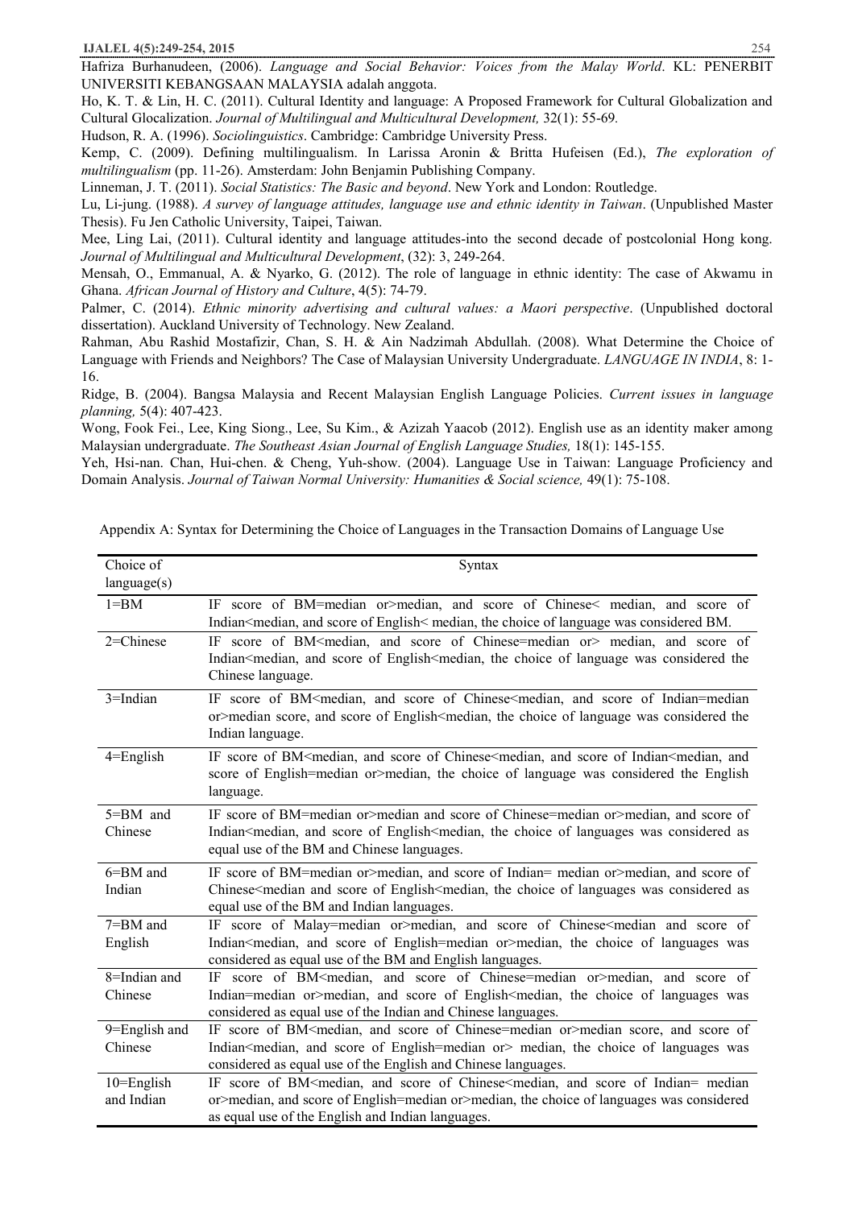Hafriza Burhanudeen, (2006). *Language and Social Behavior: Voices from the Malay World*. KL: PENERBIT UNIVERSITI KEBANGSAAN MALAYSIA adalah anggota.

Ho, K. T. & Lin, H. C. (2011). Cultural Identity and language: A Proposed Framework for Cultural Globalization and Cultural Glocalization. *Journal of Multilingual and Multicultural Development,* 32(1): 55-69.

Hudson, R. A. (1996). *Sociolinguistics*. Cambridge: Cambridge University Press.

Kemp, C. (2009). Defining multilingualism. In Larissa Aronin & Britta Hufeisen (Ed.), *The exploration of multilingualism* (pp. 11-26). Amsterdam: John Benjamin Publishing Company.

Linneman, J. T. (2011). *Social Statistics: The Basic and beyond*. New York and London: Routledge.

Lu, Li-jung. (1988). *A survey of language attitudes, language use and ethnic identity in Taiwan*. (Unpublished Master Thesis). Fu Jen Catholic University, Taipei, Taiwan.

Mee, Ling Lai, (2011). Cultural identity and language attitudes-into the second decade of postcolonial Hong kong. *Journal of Multilingual and Multicultural Development*, (32): 3, 249-264.

Mensah, O., Emmanual, A. & Nyarko, G. (2012). The role of language in ethnic identity: The case of Akwamu in Ghana. *African Journal of History and Culture*, 4(5): 74-79.

Palmer, C. (2014). *Ethnic minority advertising and cultural values: a Maori perspective*. (Unpublished doctoral dissertation). Auckland University of Technology. New Zealand.

Rahman, Abu Rashid Mostafizir, Chan, S. H. & Ain Nadzimah Abdullah. (2008). What Determine the Choice of Language with Friends and Neighbors? The Case of Malaysian University Undergraduate. *LANGUAGE IN INDIA*, 8: 1-16.

Ridge, B. (2004). Bangsa Malaysia and Recent Malaysian English Language Policies. *Current issues in language planning,* 5(4): 407-423.

Wong, Fook Fei., Lee, King Siong., Lee, Su Kim., & Azizah Yaacob (2012). English use as an identity maker among Malaysian undergraduate. *The Southeast Asian Journal of English Language Studies,* 18(1): 145-155.

Yeh, Hsi-nan. Chan, Hui-chen. & Cheng, Yuh-show. (2004). Language Use in Taiwan: Language Proficiency and Domain Analysis. *Journal of Taiwan Normal University: Humanities & Social science,* 49(1): 75-108.

Appendix A: Syntax for Determining the Choice of Languages in the Transaction Domains of Language Use

| Choice of language(s) | Syntax |
|---|---|
| 1=BM | IF score of BM=median or>median, and score of Chinese< median, and score of Indian<median, and score of English< median, the choice of language was considered BM. |
| 2=Chinese | IF score of BM<median, and score of Chinese=median or> median, and score of Indian<median, and score of English<median, the choice of language was considered the Chinese language. |
| 3=Indian | IF score of BM<median, and score of Chinese<median, and score of Indian=median or>median score, and score of English<median, the choice of language was considered the Indian language. |
| 4=English | IF score of BM<median, and score of Chinese<median, and score of Indian<median, and score of English=median or>median, the choice of language was considered the English language. |
| 5=BM and Chinese | IF score of BM=median or>median and score of Chinese=median or>median, and score of Indian<median, and score of English<median, the choice of languages was considered as equal use of the BM and Chinese languages. |
| 6=BM and Indian | IF score of BM=median or>median, and score of Indian= median or>median, and score of Chinese<median and score of English<median, the choice of languages was considered as equal use of the BM and Indian languages. |
| 7=BM and English | IF score of Malay=median or>median, and score of Chinese<median and score of Indian<median, and score of English=median or>median, the choice of languages was considered as equal use of the BM and English languages. |
| 8=Indian and Chinese | IF score of BM<median, and score of Chinese=median or>median, and score of Indian=median or>median, and score of English<median, the choice of languages was considered as equal use of the Indian and Chinese languages. |
| 9=English and Chinese | IF score of BM<median, and score of Chinese=median or>median score, and score of Indian<median, and score of English=median or> median, the choice of languages was considered as equal use of the English and Chinese languages. |
| 10=English and Indian | IF score of BM<median, and score of Chinese<median, and score of Indian= median or>median, and score of English=median or>median, the choice of languages was considered as equal use of the English and Indian languages. |